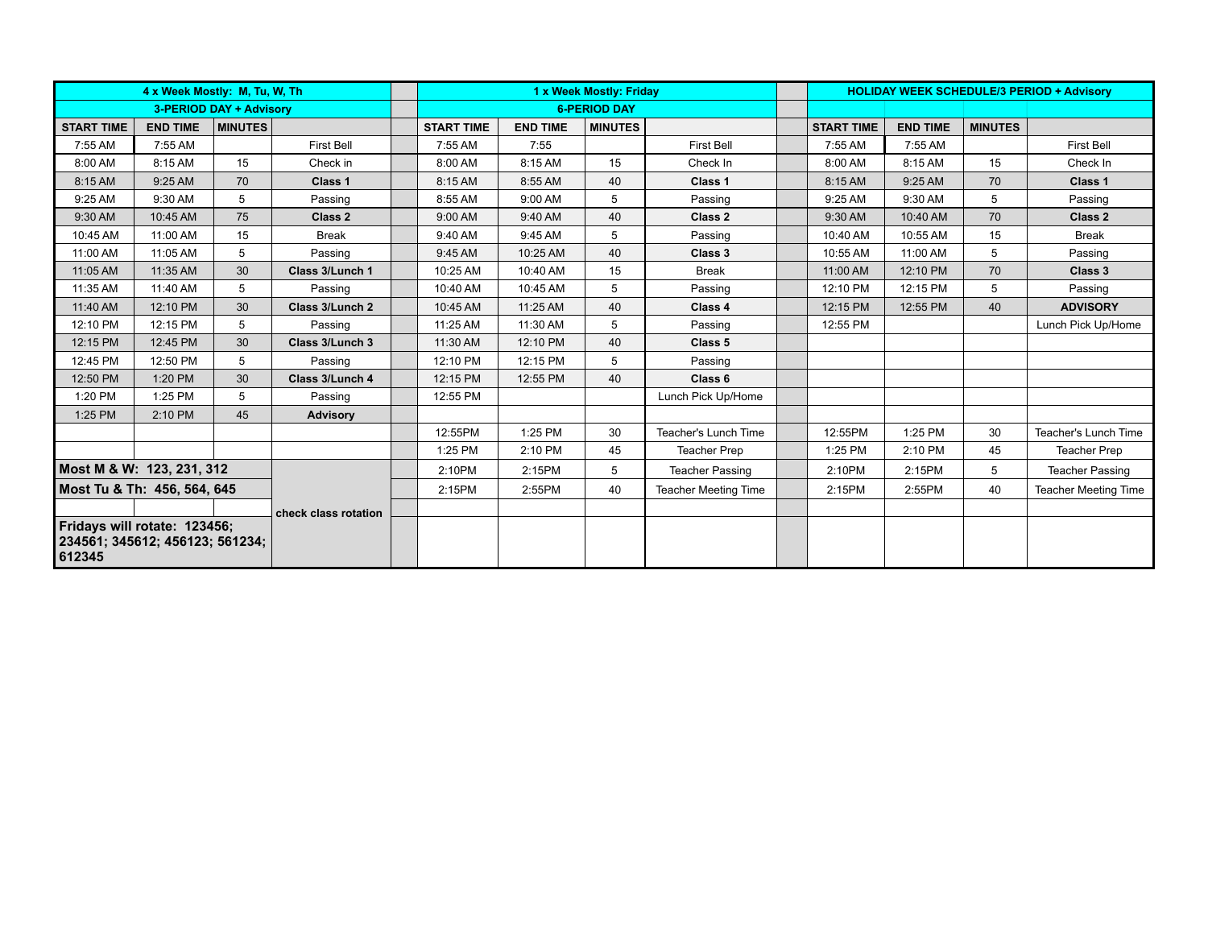| 4 x Week Mostly: M, Tu, W, Th | | | | | 1 x Week Mostly: Friday | | | | | HOLIDAY WEEK SCHEDULE/3 PERIOD + Advisory | | | |
|---|---|---|---|---|---|---|---|---|---|---|---|---|---|
| 3-PERIOD DAY + Advisory | | | | | 6-PERIOD DAY | | | | | | | | |
| START TIME | END TIME | MINUTES | | | START TIME | END TIME | MINUTES | | | START TIME | END TIME | MINUTES | |
| 7:55 AM | 7:55 AM | | First Bell | | 7:55 AM | 7:55 | | First Bell | | 7:55 AM | 7:55 AM | | First Bell |
| 8:00 AM | 8:15 AM | 15 | Check in | | 8:00 AM | 8:15 AM | 15 | Check In | | 8:00 AM | 8:15 AM | 15 | Check In |
| 8:15 AM | 9:25 AM | 70 | **Class 1** | | 8:15 AM | 8:55 AM | 40 | **Class 1** | | 8:15 AM | 9:25 AM | 70 | **Class 1** |
| 9:25 AM | 9:30 AM | 5 | Passing | | 8:55 AM | 9:00 AM | 5 | Passing | | 9:25 AM | 9:30 AM | 5 | Passing |
| 9:30 AM | 10:45 AM | 75 | **Class 2** | | 9:00 AM | 9:40 AM | 40 | **Class 2** | | 9:30 AM | 10:40 AM | 70 | **Class 2** |
| 10:45 AM | 11:00 AM | 15 | Break | | 9:40 AM | 9:45 AM | 5 | Passing | | 10:40 AM | 10:55 AM | 15 | Break |
| 11:00 AM | 11:05 AM | 5 | Passing | | 9:45 AM | 10:25 AM | 40 | **Class 3** | | 10:55 AM | 11:00 AM | 5 | Passing |
| 11:05 AM | 11:35 AM | 30 | **Class 3/Lunch 1** | | 10:25 AM | 10:40 AM | 15 | Break | | 11:00 AM | 12:10 PM | 70 | **Class 3** |
| 11:35 AM | 11:40 AM | 5 | Passing | | 10:40 AM | 10:45 AM | 5 | Passing | | 12:10 PM | 12:15 PM | 5 | Passing |
| 11:40 AM | 12:10 PM | 30 | **Class 3/Lunch 2** | | 10:45 AM | 11:25 AM | 40 | **Class 4** | | 12:15 PM | 12:55 PM | 40 | **ADVISORY** |
| 12:10 PM | 12:15 PM | 5 | Passing | | 11:25 AM | 11:30 AM | 5 | Passing | | 12:55 PM | | | Lunch Pick Up/Home |
| 12:15 PM | 12:45 PM | 30 | **Class 3/Lunch 3** | | 11:30 AM | 12:10 PM | 40 | **Class 5** | | | | | |
| 12:45 PM | 12:50 PM | 5 | Passing | | 12:10 PM | 12:15 PM | 5 | Passing | | | | | |
| 12:50 PM | 1:20 PM | 30 | **Class 3/Lunch 4** | | 12:15 PM | 12:55 PM | 40 | **Class 6** | | | | | |
| 1:20 PM | 1:25 PM | 5 | Passing | | 12:55 PM | | | Lunch Pick Up/Home | | | | | |
| 1:25 PM | 2:10 PM | 45 | **Advisory** | | | | | | | | | | |
| | | | | | 12:55PM | 1:25 PM | 30 | Teacher's Lunch Time | | 12:55PM | 1:25 PM | 30 | Teacher's Lunch Time |
| | | | | | 1:25 PM | 2:10 PM | 45 | Teacher Prep | | 1:25 PM | 2:10 PM | 45 | Teacher Prep |
| **Most M & W: 123, 231, 312** | | | | | 2:10PM | 2:15PM | 5 | Teacher Passing | | 2:10PM | 2:15PM | 5 | Teacher Passing |
| **Most Tu & Th: 456, 564, 645** | | | **check class rotation** | | 2:15PM | 2:55PM | 40 | Teacher Meeting Time | | 2:15PM | 2:55PM | 40 | Teacher Meeting Time |
| | | | | | | | | | | | | | |
| **Fridays will rotate: 123456; 234561; 345612; 456123; 561234; 612345** | | | | | | | | | | | | | |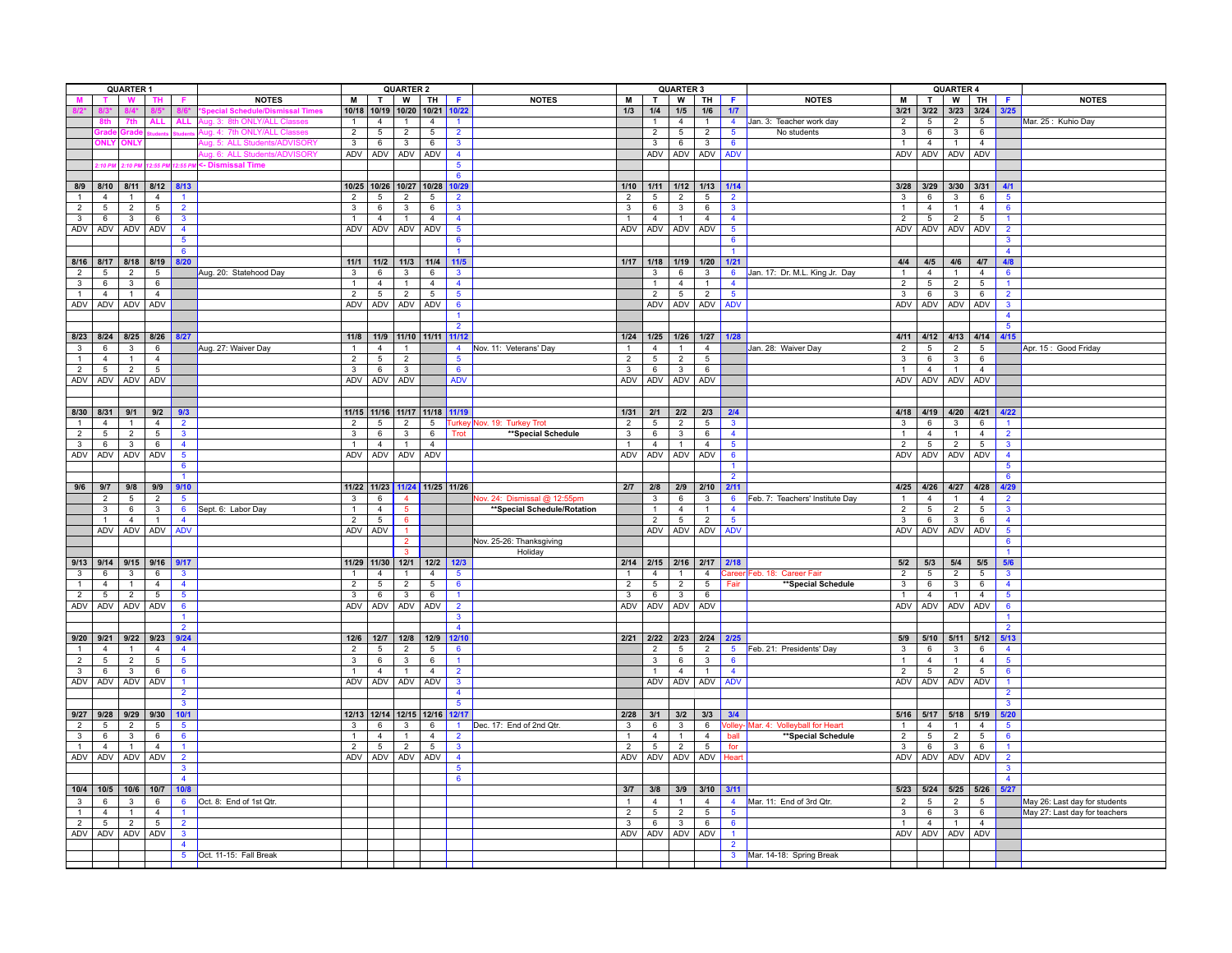| QUARTER 1 | | | | | | QUARTER 2 | | | | | | QUARTER 3 | | | | | | QUARTER 4 | | | | | |
|---|---|---|---|---|---|---|---|---|---|---|---|---|---|---|---|---|---|---|---|---|---|---|---|
| M | T | W | TH | F | NOTES | M | T | W | TH | F | NOTES | M | T | W | TH | F | NOTES | M | T | W | TH | F | NOTES |
| 8/2* | 8/3* | 8/4* | 8/5* | 8/6* | *Special Schedule/Dismissal Times | 10/18 | 10/19 | 10/20 | 10/21 | 10/22 | | 1/3 | 1/4 | 1/5 | 1/6 | 1/7 | | 3/21 | 3/22 | 3/23 | 3/24 | 3/25 | |
| | 8th | 7th | ALL | ALL | Aug. 3: 8th ONLY/ALL Classes | 1 | 4 | 1 | 4 | 1 | | | 1 | 4 | 1 | 4 | Jan. 3: Teacher work day | 2 | 5 | 2 | 5 | | Mar. 25 : Kuhio Day |
| | Grade | Grade | Students | Students | Aug. 4: 7th ONLY/ALL Classes | 2 | 5 | 2 | 5 | 2 | | | 2 | 5 | 2 | 5 | No students | 3 | 6 | 3 | 6 | | |
| | ONLY | ONLY | | | Aug. 5: ALL Students/ADVISORY | 3 | 6 | 3 | 6 | 3 | | | 3 | 6 | 3 | 6 | | 1 | 4 | 1 | 4 | | |
| | | | | | Aug. 6: ALL Students/ADVISORY | ADV | ADV | ADV | ADV | 4 | | | ADV | ADV | ADV | ADV | | ADV | ADV | ADV | ADV | | |
| | 2:10 PM | 2:10 PM | 12:55 PM | 12:55 PM | <- Dismissal Time | | | | | 5 | | | | | | | | | | | | | |
| | | | | | | | | | | 6 | | | | | | | | | | | | | |
| 8/9 | 8/10 | 8/11 | 8/12 | 8/13 | | 10/25 | 10/26 | 10/27 | 10/28 | 10/29 | | 1/10 | 1/11 | 1/12 | 1/13 | 1/14 | | 3/28 | 3/29 | 3/30 | 3/31 | 4/1 | |
| 1 | 4 | 1 | 4 | 1 | | 2 | 5 | 2 | 5 | 2 | | 2 | 5 | 2 | 5 | 2 | | 3 | 6 | 3 | 6 | 5 | |
| 2 | 5 | 2 | 5 | 2 | | 3 | 6 | 3 | 6 | 3 | | 3 | 6 | 3 | 6 | 3 | | 1 | 4 | 1 | 4 | 6 | |
| 3 | 6 | 3 | 6 | 3 | | 1 | 4 | 1 | 4 | 4 | | 1 | 4 | 1 | 4 | 4 | | 2 | 5 | 2 | 5 | 1 | |
| ADV | ADV | ADV | ADV | 4 | | ADV | ADV | ADV | ADV | 5 | | ADV | ADV | ADV | ADV | 5 | | ADV | ADV | ADV | ADV | 2 | |
| | | | | 5 | | | | | | 6 | | | | | | 6 | | | | | | 3 | |
| | | | | 6 | | | | | | 1 | | | | | | 1 | | | | | | 4 | |
| 8/16 | 8/17 | 8/18 | 8/19 | 8/20 | | 11/1 | 11/2 | 11/3 | 11/4 | 11/5 | | 1/17 | 1/18 | 1/19 | 1/20 | 1/21 | | 4/4 | 4/5 | 4/6 | 4/7 | 4/8 | |
| 2 | 5 | 2 | 5 | | Aug. 20: Statehood Day | 3 | 6 | 3 | 6 | 3 | | | 3 | 6 | 3 | 6 | Jan. 17: Dr. M.L. King Jr. Day | 1 | 4 | 1 | 4 | 6 | |
| 3 | 6 | 3 | 6 | | | 1 | 4 | 1 | 4 | 4 | | | 1 | 4 | 1 | 4 | | 2 | 5 | 2 | 5 | 1 | |
| 1 | 4 | 1 | 4 | | | 2 | 5 | 2 | 5 | 5 | | | 2 | 5 | 2 | 5 | | 3 | 6 | 3 | 6 | 2 | |
| ADV | ADV | ADV | ADV | | | ADV | ADV | ADV | ADV | 6 | | | ADV | ADV | ADV | ADV | | ADV | ADV | ADV | ADV | 3 | |
| | | | | | | | | | | 1 | | | | | | | | | | | | 4 | |
| | | | | | | | | | | 2 | | | | | | | | | | | | 5 | |
| 8/23 | 8/24 | 8/25 | 8/26 | 8/27 | | 11/8 | 11/9 | 11/10 | 11/11 | 11/12 | | 1/24 | 1/25 | 1/26 | 1/27 | 1/28 | | 4/11 | 4/12 | 4/13 | 4/14 | 4/15 | |
| 3 | 6 | 3 | 6 | | Aug. 27: Waiver Day | 1 | 4 | 1 | | 4 | Nov. 11: Veterans' Day | 1 | 4 | 1 | 4 | | Jan. 28: Waiver Day | 2 | 5 | 2 | 5 | | Apr. 15 : Good Friday |
| 1 | 4 | 1 | 4 | | | 2 | 5 | 2 | | 5 | | 2 | 5 | 2 | 5 | | | 3 | 6 | 3 | 6 | | |
| 2 | 5 | 2 | 5 | | | 3 | 6 | 3 | | 6 | | 3 | 6 | 3 | 6 | | | 1 | 4 | 1 | 4 | | |
| ADV | ADV | ADV | ADV | | | ADV | ADV | ADV | | ADV | | ADV | ADV | ADV | ADV | | | ADV | ADV | ADV | ADV | | |
| | | | | | | | | | | | | | | | | | | | | | | | |
| | | | | | | | | | | | | | | | | | | | | | | | |
| 8/30 | 8/31 | 9/1 | 9/2 | 9/3 | | 11/15 | 11/16 | 11/17 | 11/18 | 11/19 | | 1/31 | 2/1 | 2/2 | 2/3 | 2/4 | | 4/18 | 4/19 | 4/20 | 4/21 | 4/22 | |
| 1 | 4 | 1 | 4 | 2 | | 2 | 5 | 2 | 5 | Turkey | Nov. 19: Turkey Trot | 2 | 5 | 2 | 5 | 3 | | 3 | 6 | 3 | 6 | 1 | |
| 2 | 5 | 2 | 5 | 3 | | 3 | 6 | 3 | 6 | Trot | **Special Schedule | 3 | 6 | 3 | 6 | 4 | | 1 | 4 | 1 | 4 | 2 | |
| 3 | 6 | 3 | 6 | 4 | | 1 | 4 | 1 | 4 | | | 1 | 4 | 1 | 4 | 5 | | 2 | 5 | 2 | 5 | 3 | |
| ADV | ADV | ADV | ADV | 5 | | ADV | ADV | ADV | ADV | | | ADV | ADV | ADV | ADV | 6 | | ADV | ADV | ADV | ADV | 4 | |
| | | | | 6 | | | | | | | | | | | | 1 | | | | | | 5 | |
| | | | | 1 | | | | | | | | | | | | 2 | | | | | | 6 | |
| 9/6 | 9/7 | 9/8 | 9/9 | 9/10 | | 11/22 | 11/23 | 11/24 | 11/25 | 11/26 | | 2/7 | 2/8 | 2/9 | 2/10 | 2/11 | | 4/25 | 4/26 | 4/27 | 4/28 | 4/29 | |
| | 2 | 5 | 2 | 5 | | 3 | 6 | 4 | | | Nov. 24: Dismissal @ 12:55pm | | 3 | 6 | 3 | 6 | Feb. 7: Teachers' Institute Day | 1 | 4 | 1 | 4 | 2 | |
| | 3 | 6 | 3 | 6 | Sept. 6: Labor Day | 1 | 4 | 5 | | | **Special Schedule/Rotation | | 1 | 4 | 1 | 4 | | 2 | 5 | 2 | 5 | 3 | |
| | 1 | 4 | 1 | 4 | | 2 | 5 | 6 | | | | | 2 | 5 | 2 | 5 | | 3 | 6 | 3 | 6 | 4 | |
| | ADV | ADV | ADV | ADV | | ADV | ADV | 1 | | | | | ADV | ADV | ADV | ADV | | ADV | ADV | ADV | ADV | 5 | |
| | | | | | | | | 2 | | | Nov. 25-26: Thanksgiving | | | | | | | | | | | 6 | |
| | | | | | | | | 3 | | | Holiday | | | | | | | | | | | 1 | |
| 9/13 | 9/14 | 9/15 | 9/16 | 9/17 | | 11/29 | 11/30 | 12/1 | 12/2 | 12/3 | | 2/14 | 2/15 | 2/16 | 2/17 | 2/18 | | 5/2 | 5/3 | 5/4 | 5/5 | 5/6 | |
| 3 | 6 | 3 | 6 | 3 | | 1 | 4 | 1 | 4 | 5 | | 1 | 4 | 1 | 4 | Career | Feb. 18: Career Fair | 2 | 5 | 2 | 5 | 3 | |
| 1 | 4 | 1 | 4 | 4 | | 2 | 5 | 2 | 5 | 6 | | 2 | 5 | 2 | 5 | Fair | **Special Schedule | 3 | 6 | 3 | 6 | 4 | |
| 2 | 5 | 2 | 5 | 5 | | 3 | 6 | 3 | 6 | 1 | | 3 | 6 | 3 | 6 | | | 1 | 4 | 1 | 4 | 5 | |
| ADV | ADV | ADV | ADV | 6 | | ADV | ADV | ADV | ADV | 2 | | ADV | ADV | ADV | ADV | | | ADV | ADV | ADV | ADV | 6 | |
| | | | | 1 | | | | | | 3 | | | | | | | | | | | | 1 | |
| | | | | 2 | | | | | | 4 | | | | | | | | | | | | 2 | |
| 9/20 | 9/21 | 9/22 | 9/23 | 9/24 | | 12/6 | 12/7 | 12/8 | 12/9 | 12/10 | | 2/21 | 2/22 | 2/23 | 2/24 | 2/25 | | 5/9 | 5/10 | 5/11 | 5/12 | 5/13 | |
| 1 | 4 | 1 | 4 | 4 | | 2 | 5 | 2 | 5 | 6 | | | 2 | 5 | 2 | 5 | Feb. 21: Presidents' Day | 3 | 6 | 3 | 6 | 4 | |
| 2 | 5 | 2 | 5 | 5 | | 3 | 6 | 3 | 6 | 1 | | | 3 | 6 | 3 | 6 | | 1 | 4 | 1 | 4 | 5 | |
| 3 | 6 | 3 | 6 | 6 | | 1 | 4 | 1 | 4 | 2 | | | 1 | 4 | 1 | 4 | | 2 | 5 | 2 | 5 | 6 | |
| ADV | ADV | ADV | ADV | 1 | | ADV | ADV | ADV | ADV | 3 | | | ADV | ADV | ADV | ADV | | ADV | ADV | ADV | ADV | 1 | |
| | | | | 2 | | | | | | 4 | | | | | | | | | | | | 2 | |
| | | | | 3 | | | | | | 5 | | | | | | | | | | | | 3 | |
| 9/27 | 9/28 | 9/29 | 9/30 | 10/1 | | 12/13 | 12/14 | 12/15 | 12/16 | 12/17 | | 2/28 | 3/1 | 3/2 | 3/3 | 3/4 | | 5/16 | 5/17 | 5/18 | 5/19 | 5/20 | |
| 2 | 5 | 2 | 5 | 5 | | 3 | 6 | 3 | 6 | 1 | Dec. 17: End of 2nd Qtr. | 3 | 6 | 3 | 6 | Volley- | Mar. 4: Volleyball for Heart | 1 | 4 | 1 | 4 | 5 | |
| 3 | 6 | 3 | 6 | 6 | | 1 | 4 | 1 | 4 | 2 | | 1 | 4 | 1 | 4 | ball | **Special Schedule | 2 | 5 | 2 | 5 | 6 | |
| 1 | 4 | 1 | 4 | 1 | | 2 | 5 | 2 | 5 | 3 | | 2 | 5 | 2 | 5 | for | | 3 | 6 | 3 | 6 | 1 | |
| ADV | ADV | ADV | ADV | 2 | | ADV | ADV | ADV | ADV | 4 | | ADV | ADV | ADV | ADV | Heart | | ADV | ADV | ADV | ADV | 2 | |
| | | | | 3 | | | | | | 5 | | | | | | | | | | | | 3 | |
| | | | | 4 | | | | | | 6 | | | | | | | | | | | | 4 | |
| 10/4 | 10/5 | 10/6 | 10/7 | 10/8 | | | | | | | | 3/7 | 3/8 | 3/9 | 3/10 | 3/11 | | 5/23 | 5/24 | 5/25 | 5/26 | 5/27 | |
| 3 | 6 | 3 | 6 | 6 | Oct. 8: End of 1st Qtr. | | | | | | | 1 | 4 | 1 | 4 | 4 | Mar. 11: End of 3rd Qtr. | 2 | 5 | 2 | 5 | | May 26: Last day for students |
| 1 | 4 | 1 | 4 | 1 | | | | | | | | 2 | 5 | 2 | 5 | 5 | | 3 | 6 | 3 | 6 | | May 27: Last day for teachers |
| 2 | 5 | 2 | 5 | 2 | | | | | | | | 3 | 6 | 3 | 6 | 6 | | 1 | 4 | 1 | 4 | | |
| ADV | ADV | ADV | ADV | 3 | | | | | | | | ADV | ADV | ADV | ADV | 1 | | ADV | ADV | ADV | ADV | | |
| | | | | 4 | | | | | | | | | | | | 2 | | | | | | | |
| | | | | 5 | Oct. 11-15: Fall Break | | | | | | | | | | | 3 | Mar. 14-18: Spring Break | | | | | | |